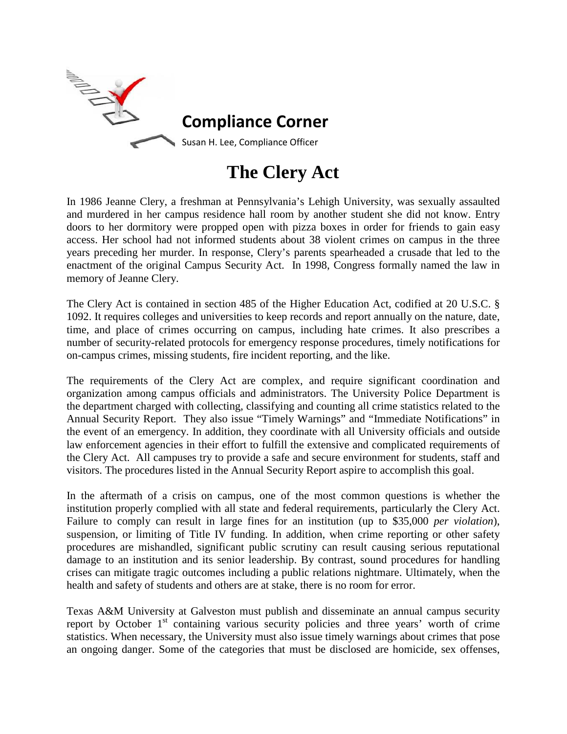## Compliance Corner

Susan H. Lee, Compliance Officer

# The Clery Act

In 1986 Jeanne Clery, a freshman at Pennsylvania's Lehigh University, was sexually assaulted and murdered in her campus residence hall room by another student she did not know. Entry doors to her dormitory were propped open with pizza boxes in order for friends to gain easy access. Her school had not informed students about 38 violent crimes on campus in the three years preceding her murder. In response, Clery's parents spearheaded a crusade that led to the enactment of the original Campus Security Act. In 1998, Congress formally named the law in memory of Jeanne Clery.

The Clery Act is contained in section 485 of the Higher Education Act, codified at 20 U.S.C. § 1092. It requires colleges and universities to keep records and report annually on the nature, date, time, and place of crimes occurring on campus, including hate crimes. It also prescribes a number of security-related protocols for emergency response procedures, timely notifications for on-campus crimes, missing students, fire incident reporting, and the like.

The requirements of the Clery Act are complex, and require significant coordination and organization among campus officials and administrators. The University Police Department is the department charged with collecting, classifying and counting all crime statistics related to the Annual Security Report. They also issue "Timely Warnings" and "Immediate Notifications" in the event of an emergency. In addition, they coordinate with all University officials and outside law enforcement agencies in their effort to fulfill the extensive and complicated requirements of the Clery Act. All campuses try to provide a safe and secure environment for students, staff and visitors. The procedures listed in the Annual Security Report aspire to accomplish this goal.

In the aftermath of a crisis on campus, one of the most common questions is whether the institution properly complied with all state and federal requirements, particularly the Clery Act. Failure to comply can result in large fines for an institution (up to $35,000 *per violation*), suspension, or limiting of Title IV funding. In addition, when crime reporting or other safety procedures are mishandled, significant public scrutiny can result causing serious reputational damage to an institution and its senior leadership. By contrast, sound procedures for handling crises can mitigate tragic outcomes including a public relations nightmare. Ultimately, when the health and safety of students and others are at stake, there is no room for error.

Texas A&M University at Galveston must publish and disseminate an annual campus security report by October 1st containing various security policies and three years' worth of crime statistics. When necessary, the University must also issue timely warnings about crimes that pose an ongoing danger. Some of the categories that must be disclosed are homicide, sex offenses,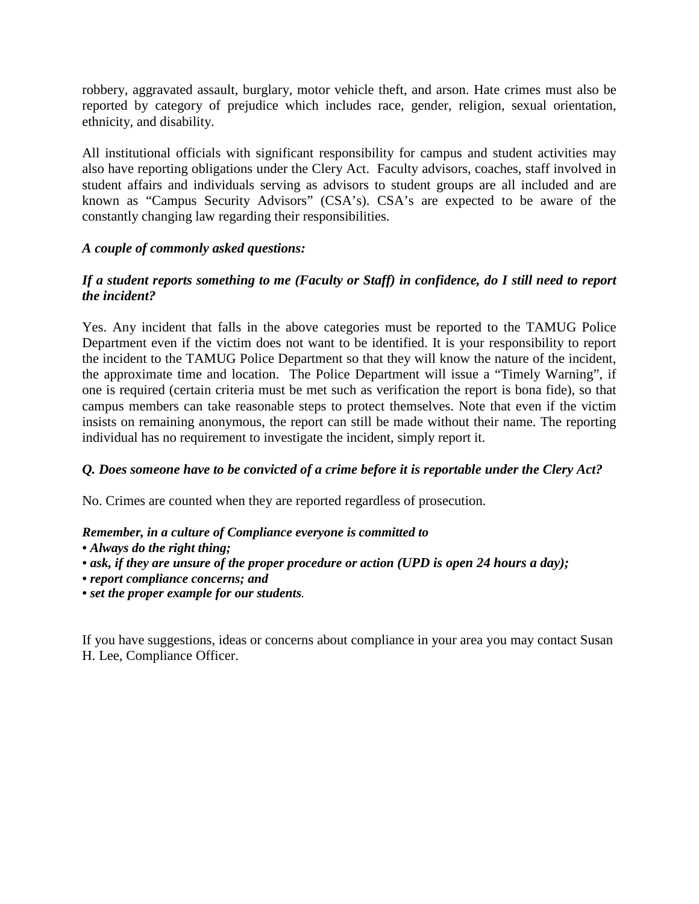robbery, aggravated assault, burglary, motor vehicle theft, and arson. Hate crimes must also be reported by category of prejudice which includes race, gender, religion, sexual orientation, ethnicity, and disability.

All institutional officials with significant responsibility for campus and student activities may also have reporting obligations under the Clery Act. Faculty advisors, coaches, staff involved in student affairs and individuals serving as advisors to student groups are all included and are known as "Campus Security Advisors" (CSA's). CSA's are expected to be aware of the constantly changing law regarding their responsibilities.

***A couple of commonly asked questions:***

***If a student reports something to me (Faculty or Staff) in confidence, do I still need to report the incident?***

Yes. Any incident that falls in the above categories must be reported to the TAMUG Police Department even if the victim does not want to be identified. It is your responsibility to report the incident to the TAMUG Police Department so that they will know the nature of the incident, the approximate time and location. The Police Department will issue a "Timely Warning", if one is required (certain criteria must be met such as verification the report is bona fide), so that campus members can take reasonable steps to protect themselves. Note that even if the victim insists on remaining anonymous, the report can still be made without their name. The reporting individual has no requirement to investigate the incident, simply report it.

***Q. Does someone have to be convicted of a crime before it is reportable under the Clery Act?***

No. Crimes are counted when they are reported regardless of prosecution.

***Remember, in a culture of Compliance everyone is committed to***
***• Always do the right thing;***
***• ask, if they are unsure of the proper procedure or action (UPD is open 24 hours a day);***
***• report compliance concerns; and***
***• set the proper example for our students.***

If you have suggestions, ideas or concerns about compliance in your area you may contact Susan H. Lee, Compliance Officer.